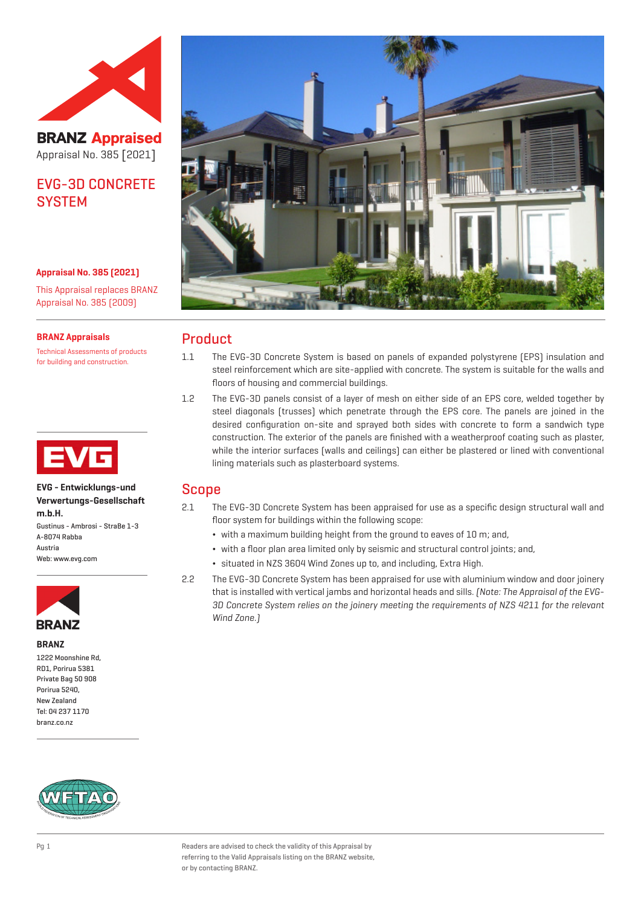# BRANZ Appraised

Appraisal No. 385 [2021]

## EVG-3D CONCRETE SYSTEM

**Appraisal No. 385 (2021)**

This Appraisal replaces BRANZ Appraisal No. 385 (2009)

**BRANZ Appraisals**

Technical Assessments of products for building and construction.

**EVG - Entwicklungs-und Verwertungs-Gesellschaft m.b.H.**

Gustinus - Ambrosi - StraBe 1-3
A-8074 Rabba
Austria
Web: www.evg.com

**BRANZ**

1222 Moonshine Rd,
RD1, Porirua 5381
Private Bag 50 908
Porirua 5240,
New Zealand
Tel: 04 237 1170
branz.co.nz

## Product

1.1 The EVG-3D Concrete System is based on panels of expanded polystyrene (EPS) insulation and steel reinforcement which are site-applied with concrete. The system is suitable for the walls and floors of housing and commercial buildings.

1.2 The EVG-3D panels consist of a layer of mesh on either side of an EPS core, welded together by steel diagonals (trusses) which penetrate through the EPS core. The panels are joined in the desired configuration on-site and sprayed both sides with concrete to form a sandwich type construction. The exterior of the panels are finished with a weatherproof coating such as plaster, while the interior surfaces (walls and ceilings) can either be plastered or lined with conventional lining materials such as plasterboard systems.

## Scope

2.1 The EVG-3D Concrete System has been appraised for use as a specific design structural wall and floor system for buildings within the following scope:

- with a maximum building height from the ground to eaves of 10 m; and,
- with a floor plan area limited only by seismic and structural control joints; and,
- situated in NZS 3604 Wind Zones up to, and including, Extra High.

2.2 The EVG-3D Concrete System has been appraised for use with aluminium window and door joinery that is installed with vertical jambs and horizontal heads and sills. *(Note: The Appraisal of the EVG-3D Concrete System relies on the joinery meeting the requirements of NZS 4211 for the relevant Wind Zone.)*

Readers are advised to check the validity of this Appraisal by referring to the Valid Appraisals listing on the BRANZ website, or by contacting BRANZ.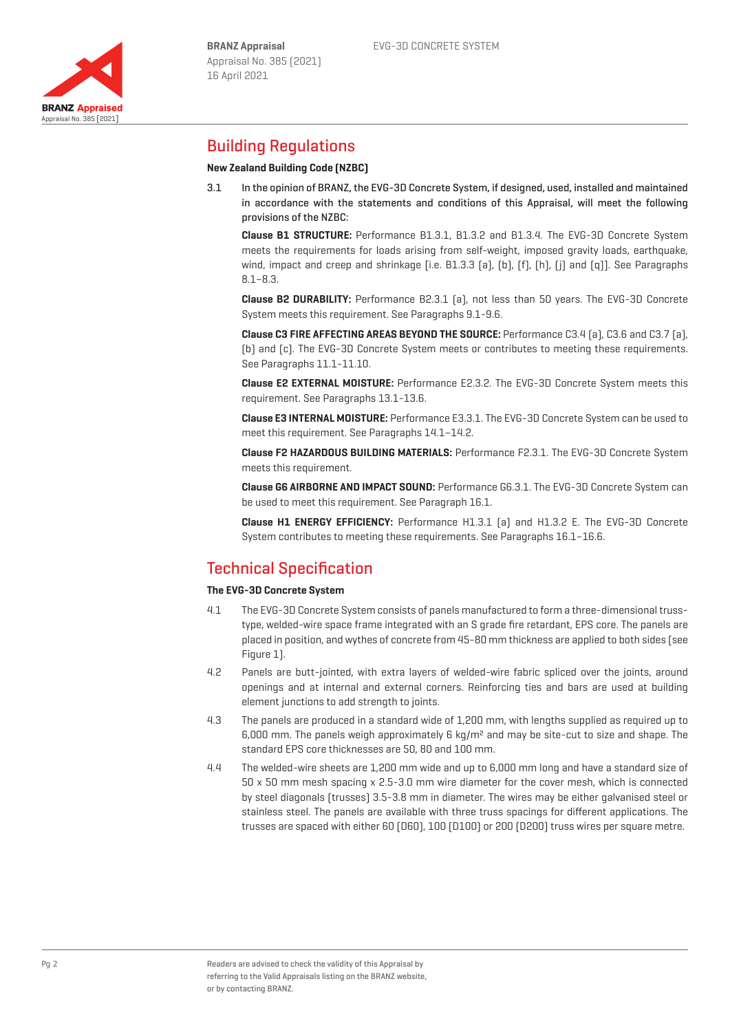## Building Regulations

### New Zealand Building Code (NZBC)

3.1 In the opinion of BRANZ, the EVG-3D Concrete System, if designed, used, installed and maintained in accordance with the statements and conditions of this Appraisal, will meet the following provisions of the NZBC:

**Clause B1 STRUCTURE:** Performance B1.3.1, B1.3.2 and B1.3.4. The EVG-3D Concrete System meets the requirements for loads arising from self-weight, imposed gravity loads, earthquake, wind, impact and creep and shrinkage [i.e. B1.3.3 (a), (b), (f), (h), (j) and (q)]. See Paragraphs 8.1–8.3.

**Clause B2 DURABILITY:** Performance B2.3.1 (a), not less than 50 years. The EVG-3D Concrete System meets this requirement. See Paragraphs 9.1-9.6.

**Clause C3 FIRE AFFECTING AREAS BEYOND THE SOURCE:** Performance C3.4 (a), C3.6 and C3.7 (a), (b) and (c). The EVG-3D Concrete System meets or contributes to meeting these requirements. See Paragraphs 11.1-11.10.

**Clause E2 EXTERNAL MOISTURE:** Performance E2.3.2. The EVG-3D Concrete System meets this requirement. See Paragraphs 13.1-13.6.

**Clause E3 INTERNAL MOISTURE:** Performance E3.3.1. The EVG-3D Concrete System can be used to meet this requirement. See Paragraphs 14.1–14.2.

**Clause F2 HAZARDOUS BUILDING MATERIALS:** Performance F2.3.1. The EVG-3D Concrete System meets this requirement.

**Clause G6 AIRBORNE AND IMPACT SOUND:** Performance G6.3.1. The EVG-3D Concrete System can be used to meet this requirement. See Paragraph 16.1.

**Clause H1 ENERGY EFFICIENCY:** Performance H1.3.1 (a) and H1.3.2 E. The EVG-3D Concrete System contributes to meeting these requirements. See Paragraphs 16.1–16.6.

## Technical Specification

### The EVG-3D Concrete System

4.1 The EVG-3D Concrete System consists of panels manufactured to form a three-dimensional truss-type, welded-wire space frame integrated with an S grade fire retardant, EPS core. The panels are placed in position, and wythes of concrete from 45-80 mm thickness are applied to both sides (see Figure 1).

4.2 Panels are butt-jointed, with extra layers of welded-wire fabric spliced over the joints, around openings and at internal and external corners. Reinforcing ties and bars are used at building element junctions to add strength to joints.

4.3 The panels are produced in a standard wide of 1,200 mm, with lengths supplied as required up to 6,000 mm. The panels weigh approximately 6 kg/m$^2$ and may be site-cut to size and shape. The standard EPS core thicknesses are 50, 80 and 100 mm.

4.4 The welded-wire sheets are 1,200 mm wide and up to 6,000 mm long and have a standard size of 50 x 50 mm mesh spacing x 2.5-3.0 mm wire diameter for the cover mesh, which is connected by steel diagonals (trusses) 3.5-3.8 mm in diameter. The wires may be either galvanised steel or stainless steel. The panels are available with three truss spacings for different applications. The trusses are spaced with either 60 (D60), 100 (D100) or 200 (D200) truss wires per square metre.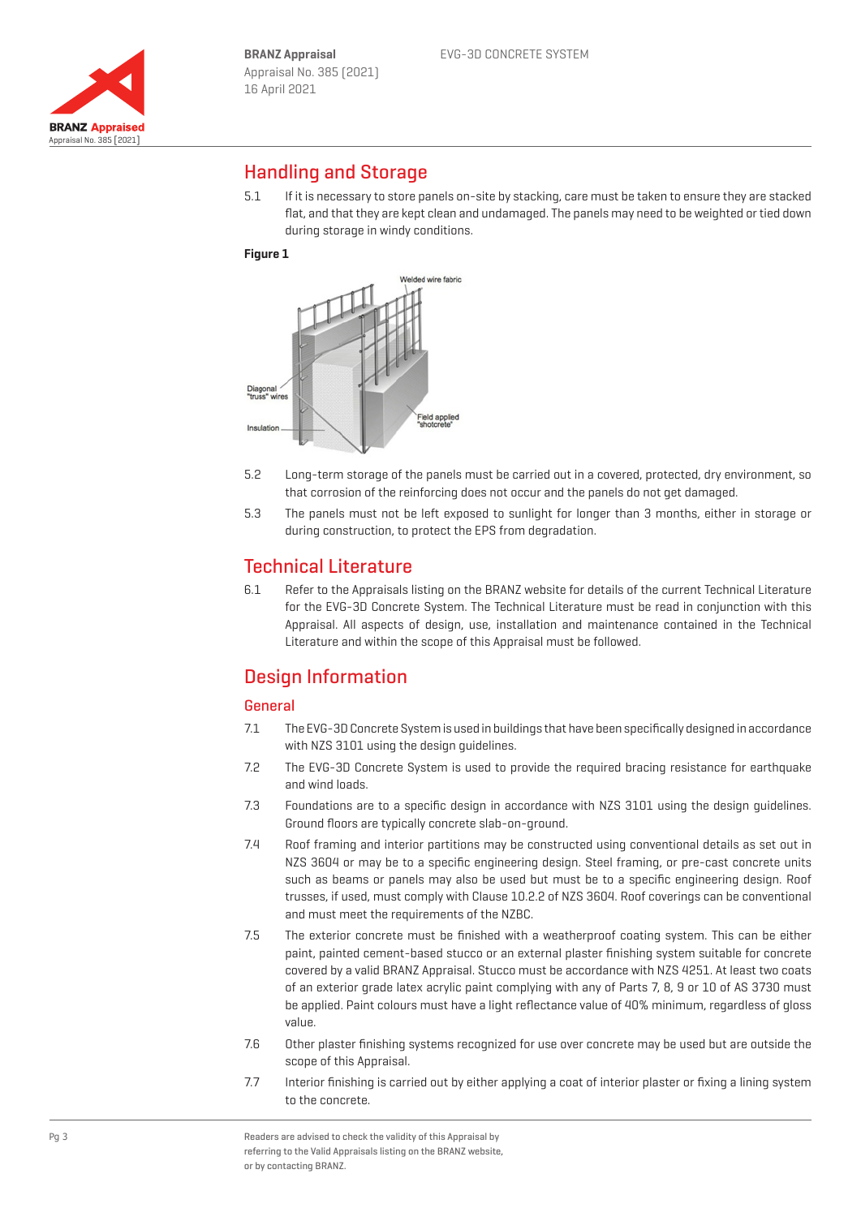## Handling and Storage

5.1 If it is necessary to store panels on-site by stacking, care must be taken to ensure they are stacked flat, and that they are kept clean and undamaged. The panels may need to be weighted or tied down during storage in windy conditions.

**Figure 1**

Welded wire fabric

Diagonal "truss" wires

Insulation

Field applied "shotcrete"

5.2 Long-term storage of the panels must be carried out in a covered, protected, dry environment, so that corrosion of the reinforcing does not occur and the panels do not get damaged.

5.3 The panels must not be left exposed to sunlight for longer than 3 months, either in storage or during construction, to protect the EPS from degradation.

## Technical Literature

6.1 Refer to the Appraisals listing on the BRANZ website for details of the current Technical Literature for the EVG-3D Concrete System. The Technical Literature must be read in conjunction with this Appraisal. All aspects of design, use, installation and maintenance contained in the Technical Literature and within the scope of this Appraisal must be followed.

## Design Information

### General

7.1 The EVG-3D Concrete System is used in buildings that have been specifically designed in accordance with NZS 3101 using the design guidelines.

7.2 The EVG-3D Concrete System is used to provide the required bracing resistance for earthquake and wind loads.

7.3 Foundations are to a specific design in accordance with NZS 3101 using the design guidelines. Ground floors are typically concrete slab-on-ground.

7.4 Roof framing and interior partitions may be constructed using conventional details as set out in NZS 3604 or may be to a specific engineering design. Steel framing, or pre-cast concrete units such as beams or panels may also be used but must be to a specific engineering design. Roof trusses, if used, must comply with Clause 10.2.2 of NZS 3604. Roof coverings can be conventional and must meet the requirements of the NZBC.

7.5 The exterior concrete must be finished with a weatherproof coating system. This can be either paint, painted cement-based stucco or an external plaster finishing system suitable for concrete covered by a valid BRANZ Appraisal. Stucco must be accordance with NZS 4251. At least two coats of an exterior grade latex acrylic paint complying with any of Parts 7, 8, 9 or 10 of AS 3730 must be applied. Paint colours must have a light reflectance value of 40% minimum, regardless of gloss value.

7.6 Other plaster finishing systems recognized for use over concrete may be used but are outside the scope of this Appraisal.

7.7 Interior finishing is carried out by either applying a coat of interior plaster or fixing a lining system to the concrete.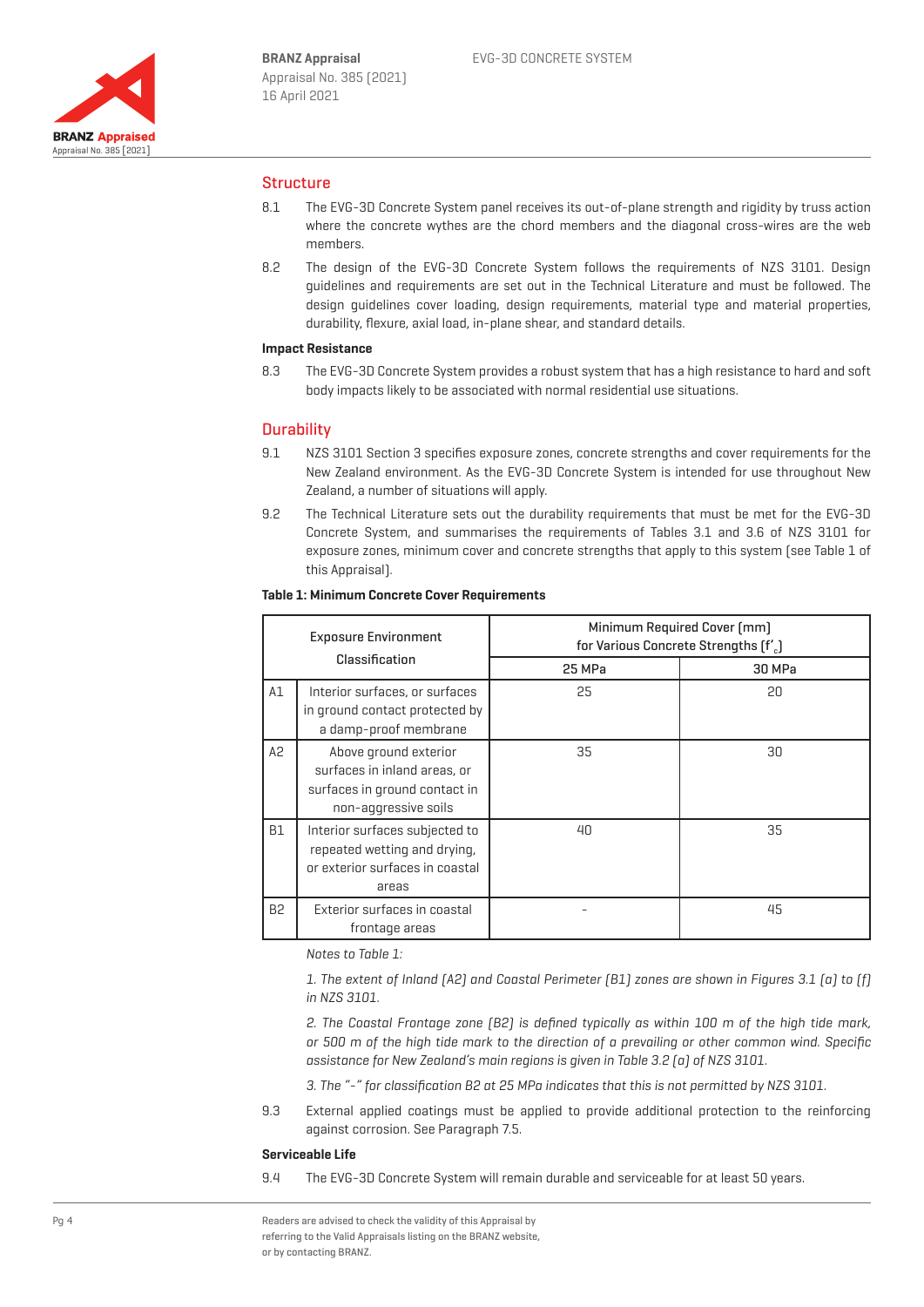## Structure

8.1 The EVG-3D Concrete System panel receives its out-of-plane strength and rigidity by truss action where the concrete wythes are the chord members and the diagonal cross-wires are the web members.

8.2 The design of the EVG-3D Concrete System follows the requirements of NZS 3101. Design guidelines and requirements are set out in the Technical Literature and must be followed. The design guidelines cover loading, design requirements, material type and material properties, durability, flexure, axial load, in-plane shear, and standard details.

### Impact Resistance

8.3 The EVG-3D Concrete System provides a robust system that has a high resistance to hard and soft body impacts likely to be associated with normal residential use situations.

## Durability

9.1 NZS 3101 Section 3 specifies exposure zones, concrete strengths and cover requirements for the New Zealand environment. As the EVG-3D Concrete System is intended for use throughout New Zealand, a number of situations will apply.

9.2 The Technical Literature sets out the durability requirements that must be met for the EVG-3D Concrete System, and summarises the requirements of Tables 3.1 and 3.6 of NZS 3101 for exposure zones, minimum cover and concrete strengths that apply to this system (see Table 1 of this Appraisal).

**Table 1: Minimum Concrete Cover Requirements**

| Exposure Environment Classification | | Minimum Required Cover (mm) for Various Concrete Strengths ($f'_c$) | |
|---|---|---|---|
| | | 25 MPa | 30 MPa |
| A1 | Interior surfaces, or surfaces in ground contact protected by a damp-proof membrane | 25 | 20 |
| A2 | Above ground exterior surfaces in inland areas, or surfaces in ground contact in non-aggressive soils | 35 | 30 |
| B1 | Interior surfaces subjected to repeated wetting and drying, or exterior surfaces in coastal areas | 40 | 35 |
| B2 | Exterior surfaces in coastal frontage areas | - | 45 |

*Notes to Table 1:*

*1. The extent of Inland (A2) and Coastal Perimeter (B1) zones are shown in Figures 3.1 (a) to (f) in NZS 3101.*

*2. The Coastal Frontage zone (B2) is defined typically as within 100 m of the high tide mark, or 500 m of the high tide mark to the direction of a prevailing or other common wind. Specific assistance for New Zealand's main regions is given in Table 3.2 (a) of NZS 3101.*

*3. The "-" for classification B2 at 25 MPa indicates that this is not permitted by NZS 3101.*

9.3 External applied coatings must be applied to provide additional protection to the reinforcing against corrosion. See Paragraph 7.5.

### Serviceable Life

9.4 The EVG-3D Concrete System will remain durable and serviceable for at least 50 years.

Readers are advised to check the validity of this Appraisal by referring to the Valid Appraisals listing on the BRANZ website, or by contacting BRANZ.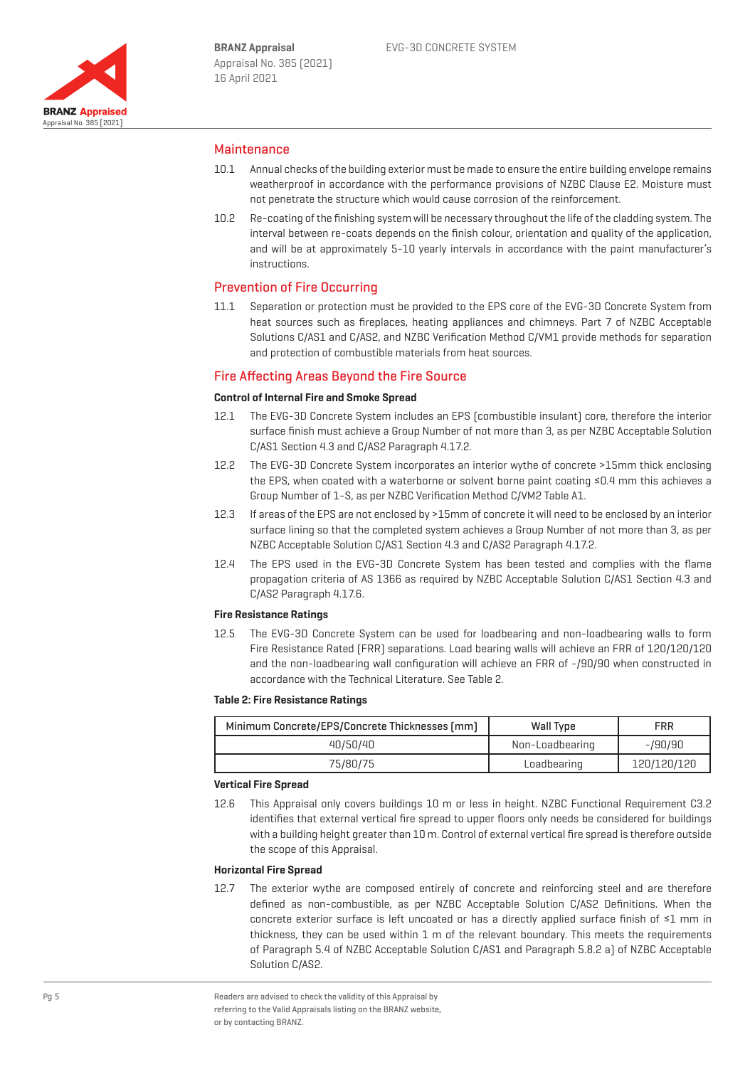## Maintenance

10.1 Annual checks of the building exterior must be made to ensure the entire building envelope remains weatherproof in accordance with the performance provisions of NZBC Clause E2. Moisture must not penetrate the structure which would cause corrosion of the reinforcement.

10.2 Re-coating of the finishing system will be necessary throughout the life of the cladding system. The interval between re-coats depends on the finish colour, orientation and quality of the application, and will be at approximately 5-10 yearly intervals in accordance with the paint manufacturer's instructions.

## Prevention of Fire Occurring

11.1 Separation or protection must be provided to the EPS core of the EVG-3D Concrete System from heat sources such as fireplaces, heating appliances and chimneys. Part 7 of NZBC Acceptable Solutions C/AS1 and C/AS2, and NZBC Verification Method C/VM1 provide methods for separation and protection of combustible materials from heat sources.

## Fire Affecting Areas Beyond the Fire Source

**Control of Internal Fire and Smoke Spread**

12.1 The EVG-3D Concrete System includes an EPS (combustible insulant) core, therefore the interior surface finish must achieve a Group Number of not more than 3, as per NZBC Acceptable Solution C/AS1 Section 4.3 and C/AS2 Paragraph 4.17.2.

12.2 The EVG-3D Concrete System incorporates an interior wythe of concrete >15mm thick enclosing the EPS, when coated with a waterborne or solvent borne paint coating ≤0.4 mm this achieves a Group Number of 1-S, as per NZBC Verification Method C/VM2 Table A1.

12.3 If areas of the EPS are not enclosed by >15mm of concrete it will need to be enclosed by an interior surface lining so that the completed system achieves a Group Number of not more than 3, as per NZBC Acceptable Solution C/AS1 Section 4.3 and C/AS2 Paragraph 4.17.2.

12.4 The EPS used in the EVG-3D Concrete System has been tested and complies with the flame propagation criteria of AS 1366 as required by NZBC Acceptable Solution C/AS1 Section 4.3 and C/AS2 Paragraph 4.17.6.

**Fire Resistance Ratings**

12.5 The EVG-3D Concrete System can be used for loadbearing and non-loadbearing walls to form Fire Resistance Rated (FRR) separations. Load bearing walls will achieve an FRR of 120/120/120 and the non-loadbearing wall configuration will achieve an FRR of -/90/90 when constructed in accordance with the Technical Literature. See Table 2.

**Table 2: Fire Resistance Ratings**

| Minimum Concrete/EPS/Concrete Thicknesses (mm) | Wall Type | FRR |
|---|---|---|
| 40/50/40 | Non-Loadbearing | -/90/90 |
| 75/80/75 | Loadbearing | 120/120/120 |

**Vertical Fire Spread**

12.6 This Appraisal only covers buildings 10 m or less in height. NZBC Functional Requirement C3.2 identifies that external vertical fire spread to upper floors only needs be considered for buildings with a building height greater than 10 m. Control of external vertical fire spread is therefore outside the scope of this Appraisal.

**Horizontal Fire Spread**

12.7 The exterior wythe are composed entirely of concrete and reinforcing steel and are therefore defined as non-combustible, as per NZBC Acceptable Solution C/AS2 Definitions. When the concrete exterior surface is left uncoated or has a directly applied surface finish of ≤1 mm in thickness, they can be used within 1 m of the relevant boundary. This meets the requirements of Paragraph 5.4 of NZBC Acceptable Solution C/AS1 and Paragraph 5.8.2 a) of NZBC Acceptable Solution C/AS2.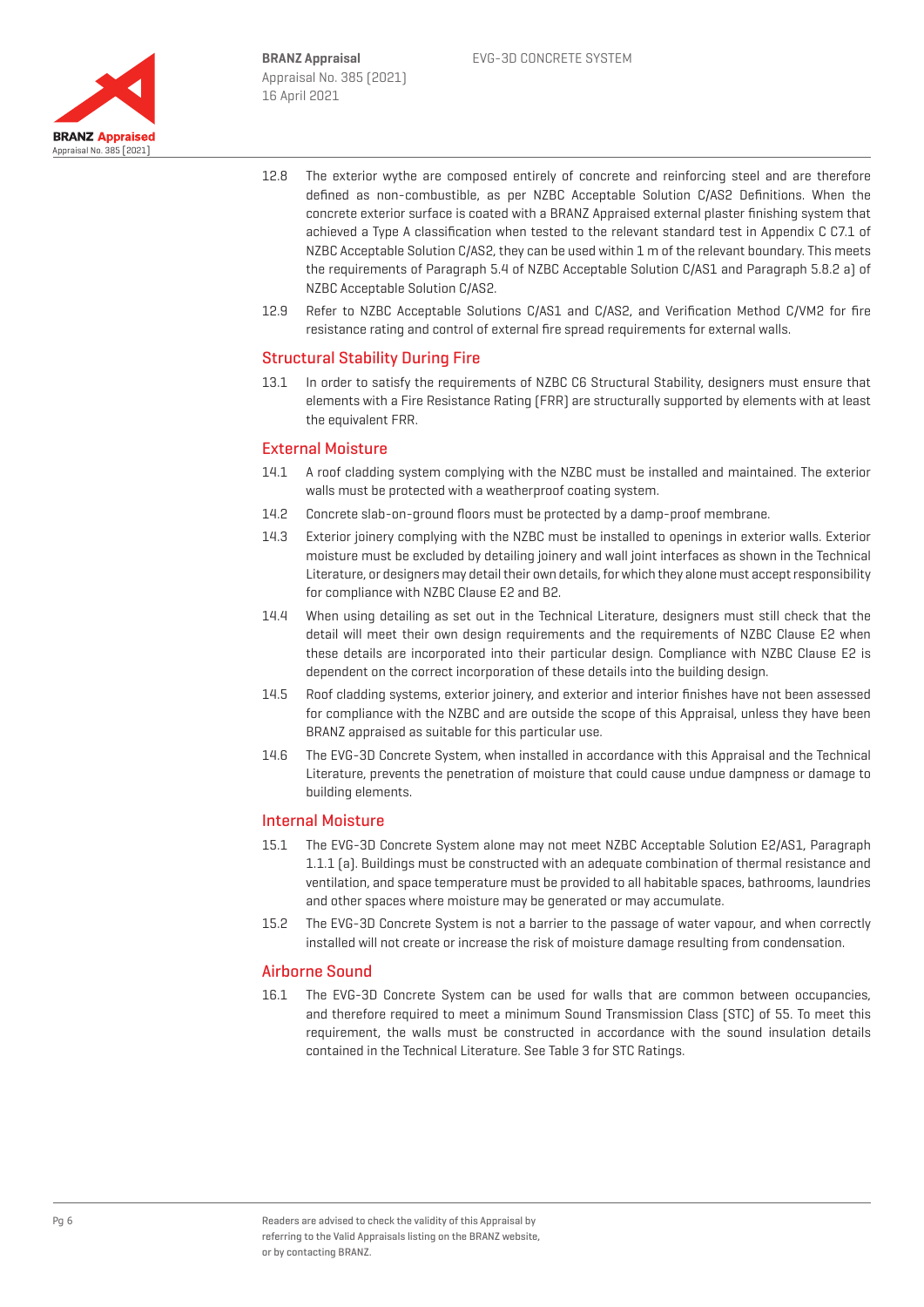12.8 The exterior wythe are composed entirely of concrete and reinforcing steel and are therefore defined as non-combustible, as per NZBC Acceptable Solution C/AS2 Definitions. When the concrete exterior surface is coated with a BRANZ Appraised external plaster finishing system that achieved a Type A classification when tested to the relevant standard test in Appendix C C7.1 of NZBC Acceptable Solution C/AS2, they can be used within 1 m of the relevant boundary. This meets the requirements of Paragraph 5.4 of NZBC Acceptable Solution C/AS1 and Paragraph 5.8.2 a) of NZBC Acceptable Solution C/AS2.

12.9 Refer to NZBC Acceptable Solutions C/AS1 and C/AS2, and Verification Method C/VM2 for fire resistance rating and control of external fire spread requirements for external walls.

## Structural Stability During Fire

13.1 In order to satisfy the requirements of NZBC C6 Structural Stability, designers must ensure that elements with a Fire Resistance Rating (FRR) are structurally supported by elements with at least the equivalent FRR.

## External Moisture

14.1 A roof cladding system complying with the NZBC must be installed and maintained. The exterior walls must be protected with a weatherproof coating system.

14.2 Concrete slab-on-ground floors must be protected by a damp-proof membrane.

14.3 Exterior joinery complying with the NZBC must be installed to openings in exterior walls. Exterior moisture must be excluded by detailing joinery and wall joint interfaces as shown in the Technical Literature, or designers may detail their own details, for which they alone must accept responsibility for compliance with NZBC Clause E2 and B2.

14.4 When using detailing as set out in the Technical Literature, designers must still check that the detail will meet their own design requirements and the requirements of NZBC Clause E2 when these details are incorporated into their particular design. Compliance with NZBC Clause E2 is dependent on the correct incorporation of these details into the building design.

14.5 Roof cladding systems, exterior joinery, and exterior and interior finishes have not been assessed for compliance with the NZBC and are outside the scope of this Appraisal, unless they have been BRANZ appraised as suitable for this particular use.

14.6 The EVG-3D Concrete System, when installed in accordance with this Appraisal and the Technical Literature, prevents the penetration of moisture that could cause undue dampness or damage to building elements.

## Internal Moisture

15.1 The EVG-3D Concrete System alone may not meet NZBC Acceptable Solution E2/AS1, Paragraph 1.1.1 (a). Buildings must be constructed with an adequate combination of thermal resistance and ventilation, and space temperature must be provided to all habitable spaces, bathrooms, laundries and other spaces where moisture may be generated or may accumulate.

15.2 The EVG-3D Concrete System is not a barrier to the passage of water vapour, and when correctly installed will not create or increase the risk of moisture damage resulting from condensation.

## Airborne Sound

16.1 The EVG-3D Concrete System can be used for walls that are common between occupancies, and therefore required to meet a minimum Sound Transmission Class (STC) of 55. To meet this requirement, the walls must be constructed in accordance with the sound insulation details contained in the Technical Literature. See Table 3 for STC Ratings.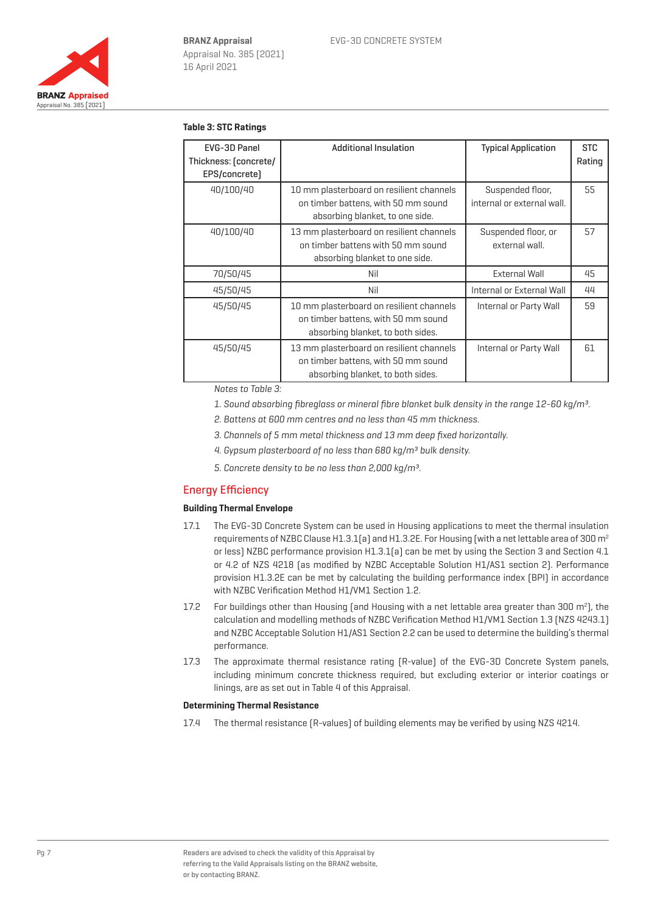**Table 3: STC Ratings**

| EVG-3D Panel Thickness: (concrete/ EPS/concrete) | Additional Insulation | Typical Application | STC Rating |
|---|---|---|---|
| 40/100/40 | 10 mm plasterboard on resilient channels on timber battens, with 50 mm sound absorbing blanket, to one side. | Suspended floor, internal or external wall. | 55 |
| 40/100/40 | 13 mm plasterboard on resilient channels on timber battens with 50 mm sound absorbing blanket to one side. | Suspended floor, or external wall. | 57 |
| 70/50/45 | Nil | External Wall | 45 |
| 45/50/45 | Nil | Internal or External Wall | 44 |
| 45/50/45 | 10 mm plasterboard on resilient channels on timber battens, with 50 mm sound absorbing blanket, to both sides. | Internal or Party Wall | 59 |
| 45/50/45 | 13 mm plasterboard on resilient channels on timber battens, with 50 mm sound absorbing blanket, to both sides. | Internal or Party Wall | 61 |

*Notes to Table 3:*

*1. Sound absorbing fibreglass or mineral fibre blanket bulk density in the range 12-60 kg/m³.*

*2. Battens at 600 mm centres and no less than 45 mm thickness.*

*3. Channels of 5 mm metal thickness and 13 mm deep fixed horizontally.*

*4. Gypsum plasterboard of no less than 680 kg/m³ bulk density.*

*5. Concrete density to be no less than 2,000 kg/m³.*

## Energy Efficiency

### Building Thermal Envelope

17.1 The EVG-3D Concrete System can be used in Housing applications to meet the thermal insulation requirements of NZBC Clause H1.3.1(a) and H1.3.2E. For Housing (with a net lettable area of 300 m² or less) NZBC performance provision H1.3.1(a) can be met by using the Section 3 and Section 4.1 or 4.2 of NZS 4218 (as modified by NZBC Acceptable Solution H1/AS1 section 2). Performance provision H1.3.2E can be met by calculating the building performance index (BPI) in accordance with NZBC Verification Method H1/VM1 Section 1.2.

17.2 For buildings other than Housing (and Housing with a net lettable area greater than 300 m²), the calculation and modelling methods of NZBC Verification Method H1/VM1 Section 1.3 (NZS 4243.1) and NZBC Acceptable Solution H1/AS1 Section 2.2 can be used to determine the building's thermal performance.

17.3 The approximate thermal resistance rating (R-value) of the EVG-3D Concrete System panels, including minimum concrete thickness required, but excluding exterior or interior coatings or linings, are as set out in Table 4 of this Appraisal.

### Determining Thermal Resistance

17.4 The thermal resistance (R-values) of building elements may be verified by using NZS 4214.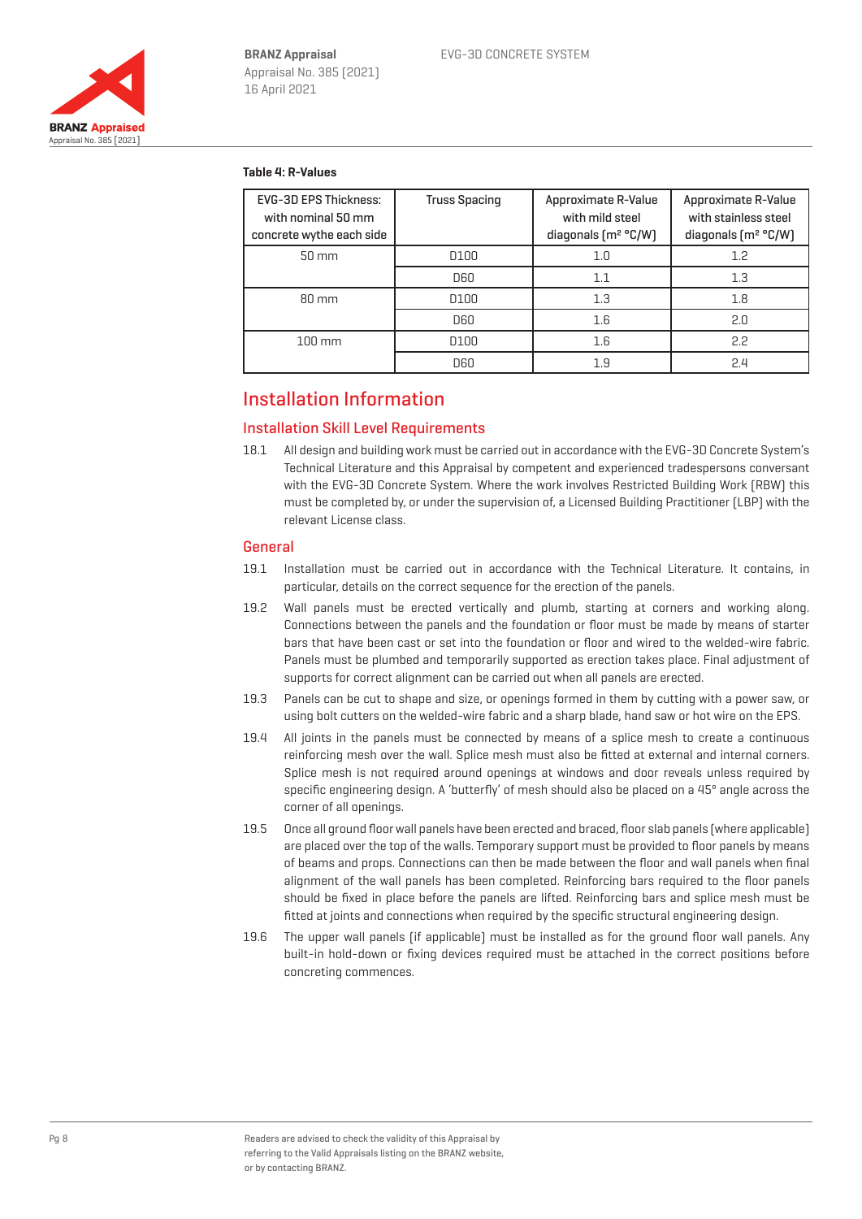**Table 4: R-Values**

| EVG-3D EPS Thickness: with nominal 50 mm concrete wythe each side | Truss Spacing | Approximate R-Value with mild steel diagonals (m² °C/W) | Approximate R-Value with stainless steel diagonals (m² °C/W) |
|---|---|---|---|
| 50 mm | D100 | 1.0 | 1.2 |
| | D60 | 1.1 | 1.3 |
| 80 mm | D100 | 1.3 | 1.8 |
| | D60 | 1.6 | 2.0 |
| 100 mm | D100 | 1.6 | 2.2 |
| | D60 | 1.9 | 2.4 |

# Installation Information

## Installation Skill Level Requirements

18.1 All design and building work must be carried out in accordance with the EVG-3D Concrete System's Technical Literature and this Appraisal by competent and experienced tradespersons conversant with the EVG-3D Concrete System. Where the work involves Restricted Building Work (RBW) this must be completed by, or under the supervision of, a Licensed Building Practitioner (LBP) with the relevant License class.

## General

19.1 Installation must be carried out in accordance with the Technical Literature. It contains, in particular, details on the correct sequence for the erection of the panels.

19.2 Wall panels must be erected vertically and plumb, starting at corners and working along. Connections between the panels and the foundation or floor must be made by means of starter bars that have been cast or set into the foundation or floor and wired to the welded-wire fabric. Panels must be plumbed and temporarily supported as erection takes place. Final adjustment of supports for correct alignment can be carried out when all panels are erected.

19.3 Panels can be cut to shape and size, or openings formed in them by cutting with a power saw, or using bolt cutters on the welded-wire fabric and a sharp blade, hand saw or hot wire on the EPS.

19.4 All joints in the panels must be connected by means of a splice mesh to create a continuous reinforcing mesh over the wall. Splice mesh must also be fitted at external and internal corners. Splice mesh is not required around openings at windows and door reveals unless required by specific engineering design. A 'butterfly' of mesh should also be placed on a 45° angle across the corner of all openings.

19.5 Once all ground floor wall panels have been erected and braced, floor slab panels (where applicable) are placed over the top of the walls. Temporary support must be provided to floor panels by means of beams and props. Connections can then be made between the floor and wall panels when final alignment of the wall panels has been completed. Reinforcing bars required to the floor panels should be fixed in place before the panels are lifted. Reinforcing bars and splice mesh must be fitted at joints and connections when required by the specific structural engineering design.

19.6 The upper wall panels (if applicable) must be installed as for the ground floor wall panels. Any built-in hold-down or fixing devices required must be attached in the correct positions before concreting commences.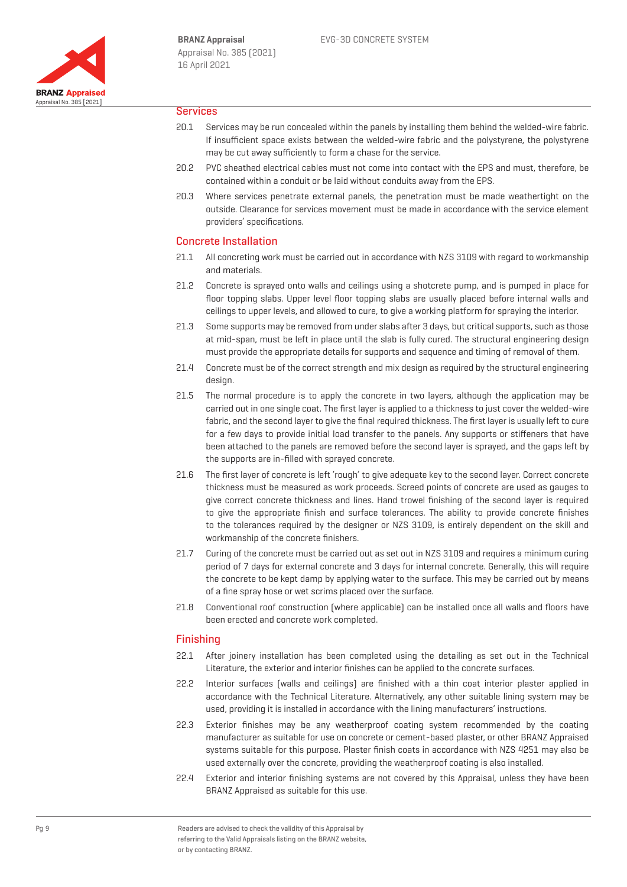## Services

20.1 Services may be run concealed within the panels by installing them behind the welded-wire fabric. If insufficient space exists between the welded-wire fabric and the polystyrene, the polystyrene may be cut away sufficiently to form a chase for the service.

20.2 PVC sheathed electrical cables must not come into contact with the EPS and must, therefore, be contained within a conduit or be laid without conduits away from the EPS.

20.3 Where services penetrate external panels, the penetration must be made weathertight on the outside. Clearance for services movement must be made in accordance with the service element providers' specifications.

## Concrete Installation

21.1 All concreting work must be carried out in accordance with NZS 3109 with regard to workmanship and materials.

21.2 Concrete is sprayed onto walls and ceilings using a shotcrete pump, and is pumped in place for floor topping slabs. Upper level floor topping slabs are usually placed before internal walls and ceilings to upper levels, and allowed to cure, to give a working platform for spraying the interior.

21.3 Some supports may be removed from under slabs after 3 days, but critical supports, such as those at mid-span, must be left in place until the slab is fully cured. The structural engineering design must provide the appropriate details for supports and sequence and timing of removal of them.

21.4 Concrete must be of the correct strength and mix design as required by the structural engineering design.

21.5 The normal procedure is to apply the concrete in two layers, although the application may be carried out in one single coat. The first layer is applied to a thickness to just cover the welded-wire fabric, and the second layer to give the final required thickness. The first layer is usually left to cure for a few days to provide initial load transfer to the panels. Any supports or stiffeners that have been attached to the panels are removed before the second layer is sprayed, and the gaps left by the supports are in-filled with sprayed concrete.

21.6 The first layer of concrete is left 'rough' to give adequate key to the second layer. Correct concrete thickness must be measured as work proceeds. Screed points of concrete are used as gauges to give correct concrete thickness and lines. Hand trowel finishing of the second layer is required to give the appropriate finish and surface tolerances. The ability to provide concrete finishes to the tolerances required by the designer or NZS 3109, is entirely dependent on the skill and workmanship of the concrete finishers.

21.7 Curing of the concrete must be carried out as set out in NZS 3109 and requires a minimum curing period of 7 days for external concrete and 3 days for internal concrete. Generally, this will require the concrete to be kept damp by applying water to the surface. This may be carried out by means of a fine spray hose or wet scrims placed over the surface.

21.8 Conventional roof construction (where applicable) can be installed once all walls and floors have been erected and concrete work completed.

## Finishing

22.1 After joinery installation has been completed using the detailing as set out in the Technical Literature, the exterior and interior finishes can be applied to the concrete surfaces.

22.2 Interior surfaces (walls and ceilings) are finished with a thin coat interior plaster applied in accordance with the Technical Literature. Alternatively, any other suitable lining system may be used, providing it is installed in accordance with the lining manufacturers' instructions.

22.3 Exterior finishes may be any weatherproof coating system recommended by the coating manufacturer as suitable for use on concrete or cement-based plaster, or other BRANZ Appraised systems suitable for this purpose. Plaster finish coats in accordance with NZS 4251 may also be used externally over the concrete, providing the weatherproof coating is also installed.

22.4 Exterior and interior finishing systems are not covered by this Appraisal, unless they have been BRANZ Appraised as suitable for this use.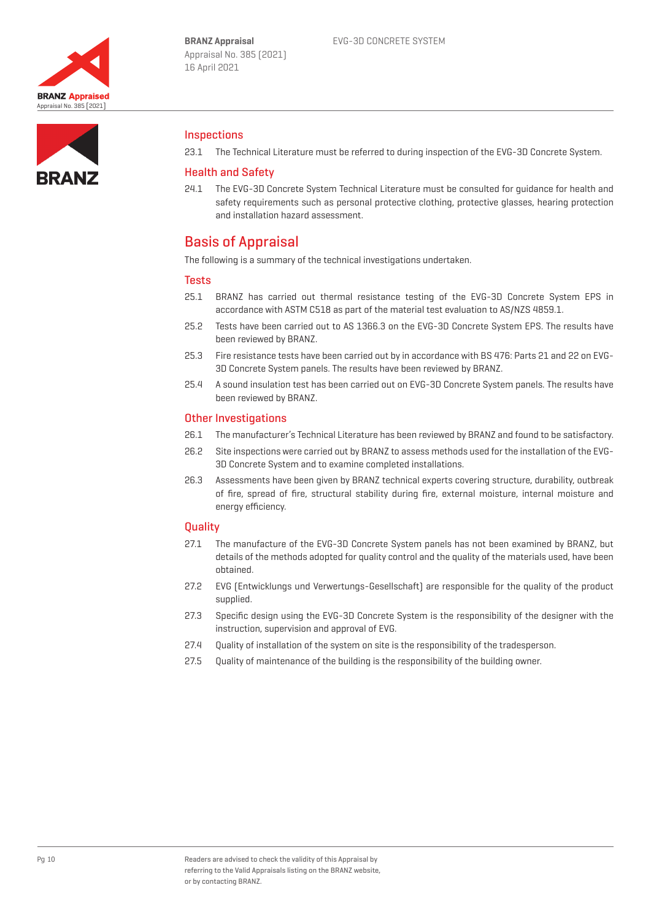## Inspections

23.1 The Technical Literature must be referred to during inspection of the EVG-3D Concrete System.

## Health and Safety

24.1 The EVG-3D Concrete System Technical Literature must be consulted for guidance for health and safety requirements such as personal protective clothing, protective glasses, hearing protection and installation hazard assessment.

# Basis of Appraisal

The following is a summary of the technical investigations undertaken.

## Tests

25.1 BRANZ has carried out thermal resistance testing of the EVG-3D Concrete System EPS in accordance with ASTM C518 as part of the material test evaluation to AS/NZS 4859.1.

25.2 Tests have been carried out to AS 1366.3 on the EVG-3D Concrete System EPS. The results have been reviewed by BRANZ.

25.3 Fire resistance tests have been carried out by in accordance with BS 476: Parts 21 and 22 on EVG-3D Concrete System panels. The results have been reviewed by BRANZ.

25.4 A sound insulation test has been carried out on EVG-3D Concrete System panels. The results have been reviewed by BRANZ.

## Other Investigations

26.1 The manufacturer's Technical Literature has been reviewed by BRANZ and found to be satisfactory.

26.2 Site inspections were carried out by BRANZ to assess methods used for the installation of the EVG-3D Concrete System and to examine completed installations.

26.3 Assessments have been given by BRANZ technical experts covering structure, durability, outbreak of fire, spread of fire, structural stability during fire, external moisture, internal moisture and energy efficiency.

## Quality

27.1 The manufacture of the EVG-3D Concrete System panels has not been examined by BRANZ, but details of the methods adopted for quality control and the quality of the materials used, have been obtained.

27.2 EVG (Entwicklungs und Verwertungs-Gesellschaft) are responsible for the quality of the product supplied.

27.3 Specific design using the EVG-3D Concrete System is the responsibility of the designer with the instruction, supervision and approval of EVG.

27.4 Quality of installation of the system on site is the responsibility of the tradesperson.

27.5 Quality of maintenance of the building is the responsibility of the building owner.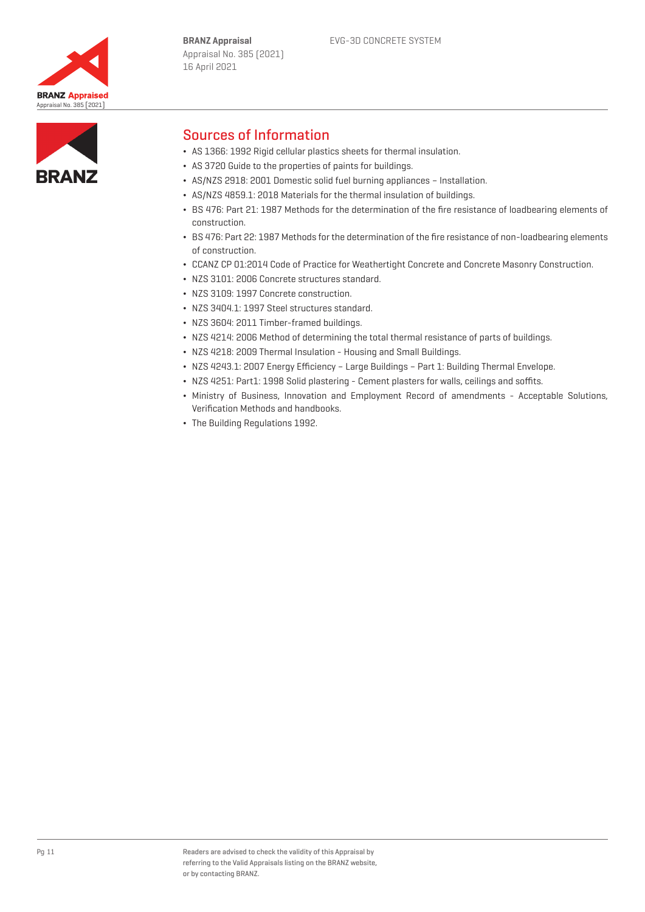## Sources of Information

- AS 1366: 1992 Rigid cellular plastics sheets for thermal insulation.
- AS 3720 Guide to the properties of paints for buildings.
- AS/NZS 2918: 2001 Domestic solid fuel burning appliances – Installation.
- AS/NZS 4859.1: 2018 Materials for the thermal insulation of buildings.
- BS 476: Part 21: 1987 Methods for the determination of the fire resistance of loadbearing elements of construction.
- BS 476: Part 22: 1987 Methods for the determination of the fire resistance of non-loadbearing elements of construction.
- CCANZ CP 01:2014 Code of Practice for Weathertight Concrete and Concrete Masonry Construction.
- NZS 3101: 2006 Concrete structures standard.
- NZS 3109: 1997 Concrete construction.
- NZS 3404.1: 1997 Steel structures standard.
- NZS 3604: 2011 Timber-framed buildings.
- NZS 4214: 2006 Method of determining the total thermal resistance of parts of buildings.
- NZS 4218: 2009 Thermal Insulation - Housing and Small Buildings.
- NZS 4243.1: 2007 Energy Efficiency – Large Buildings – Part 1: Building Thermal Envelope.
- NZS 4251: Part1: 1998 Solid plastering - Cement plasters for walls, ceilings and soffits.
- Ministry of Business, Innovation and Employment Record of amendments - Acceptable Solutions, Verification Methods and handbooks.
- The Building Regulations 1992.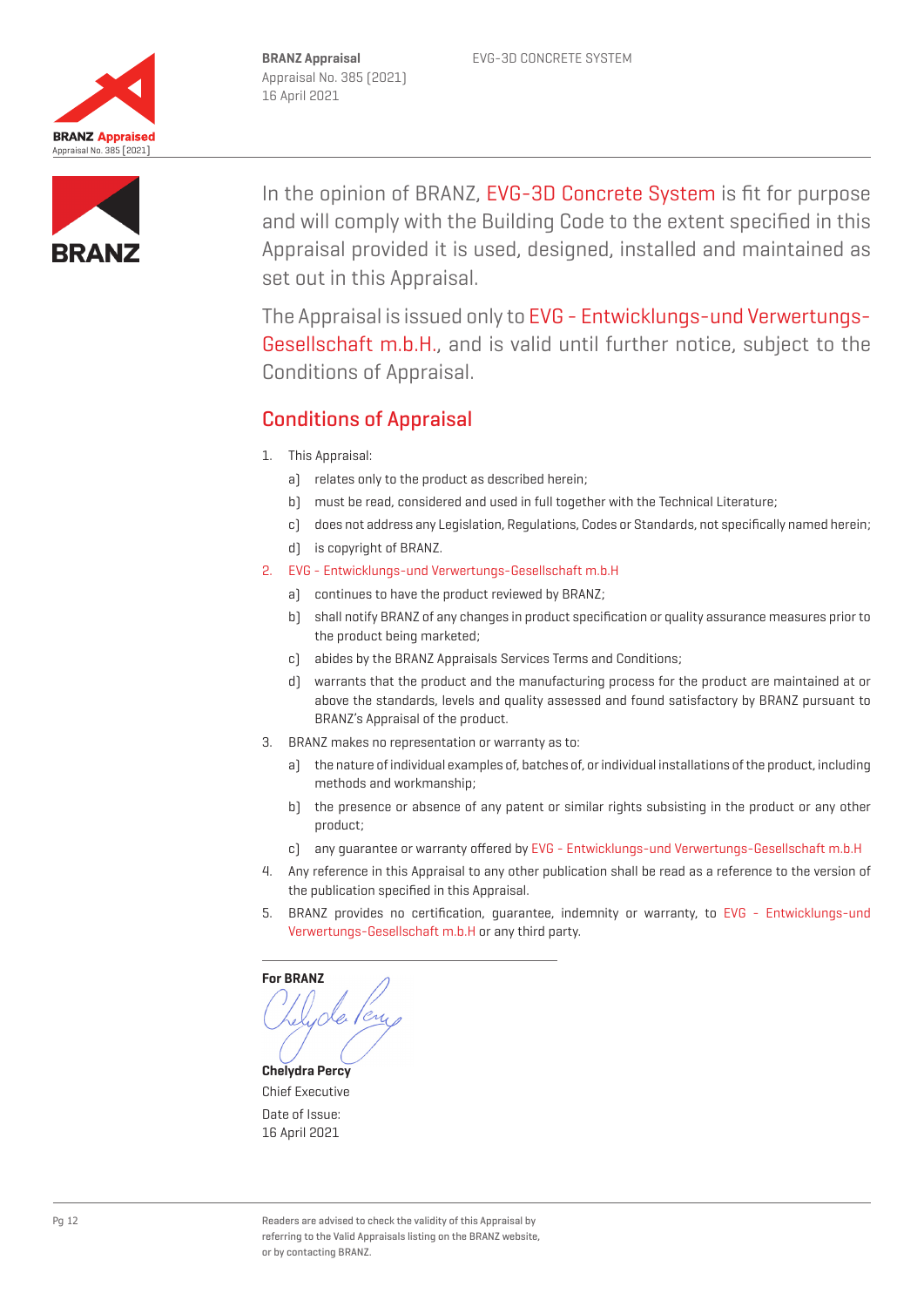In the opinion of BRANZ, EVG-3D Concrete System is fit for purpose and will comply with the Building Code to the extent specified in this Appraisal provided it is used, designed, installed and maintained as set out in this Appraisal.

The Appraisal is issued only to EVG - Entwicklungs-und Verwertungs-Gesellschaft m.b.H., and is valid until further notice, subject to the Conditions of Appraisal.

## Conditions of Appraisal

1. This Appraisal:
   a) relates only to the product as described herein;
   b) must be read, considered and used in full together with the Technical Literature;
   c) does not address any Legislation, Regulations, Codes or Standards, not specifically named herein;
   d) is copyright of BRANZ.
2. EVG - Entwicklungs-und Verwertungs-Gesellschaft m.b.H
   a) continues to have the product reviewed by BRANZ;
   b) shall notify BRANZ of any changes in product specification or quality assurance measures prior to the product being marketed;
   c) abides by the BRANZ Appraisals Services Terms and Conditions;
   d) warrants that the product and the manufacturing process for the product are maintained at or above the standards, levels and quality assessed and found satisfactory by BRANZ pursuant to BRANZ's Appraisal of the product.
3. BRANZ makes no representation or warranty as to:
   a) the nature of individual examples of, batches of, or individual installations of the product, including methods and workmanship;
   b) the presence or absence of any patent or similar rights subsisting in the product or any other product;
   c) any guarantee or warranty offered by EVG - Entwicklungs-und Verwertungs-Gesellschaft m.b.H
4. Any reference in this Appraisal to any other publication shall be read as a reference to the version of the publication specified in this Appraisal.
5. BRANZ provides no certification, guarantee, indemnity or warranty, to EVG - Entwicklungs-und Verwertungs-Gesellschaft m.b.H or any third party.

**For BRANZ**

**Chelydra Percy**
Chief Executive
Date of Issue:
16 April 2021

Readers are advised to check the validity of this Appraisal by referring to the Valid Appraisals listing on the BRANZ website, or by contacting BRANZ.